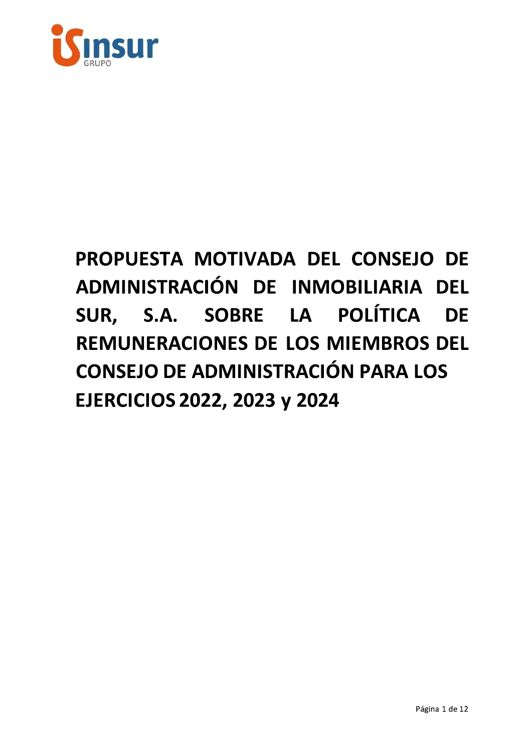# PROPUESTA MOTIVADA DEL CONSEJO DE ADMINISTRACIÓN DE INMOBILIARIA DEL SUR, S.A. SOBRE LA POLÍTICA DE REMUNERACIONES DE LOS MIEMBROS DEL CONSEJO DE ADMINISTRACIÓN PARA LOS EJERCICIOS 2022, 2023 y 2024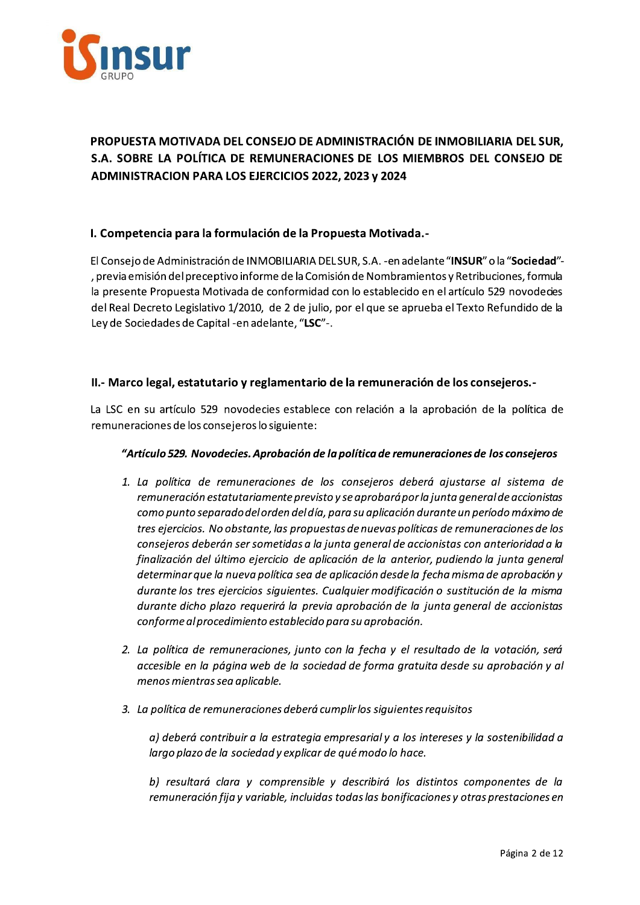**PROPUESTA MOTIVADA DEL CONSEJO DE ADMINISTRACIÓN DE INMOBILIARIA DEL SUR, S.A. SOBRE LA POLÍTICA DE REMUNERACIONES DE LOS MIEMBROS DEL CONSEJO DE ADMINISTRACION PARA LOS EJERCICIOS 2022, 2023 y 2024**

## I. Competencia para la formulación de la Propuesta Motivada.-

El Consejo de Administración de INMOBILIARIA DEL SUR, S.A. -en adelante "**INSUR**" o la "**Sociedad**"-, previa emisión del preceptivo informe de la Comisión de Nombramientos y Retribuciones, formula la presente Propuesta Motivada de conformidad con lo establecido en el artículo 529 novodecies del Real Decreto Legislativo 1/2010, de 2 de julio, por el que se aprueba el Texto Refundido de la Ley de Sociedades de Capital -en adelante, "**LSC**"-.

## II.- Marco legal, estatutario y reglamentario de la remuneración de los consejeros.-

La LSC en su artículo 529 novodecies establece con relación a la aprobación de la política de remuneraciones de los consejeros lo siguiente:

***"Artículo 529. Novodecies. Aprobación de la política de remuneraciones de los consejeros***

1. *La política de remuneraciones de los consejeros deberá ajustarse al sistema de remuneración estatutariamente previsto y se aprobará por la junta general de accionistas como punto separado del orden del día, para su aplicación durante un período máximo de tres ejercicios. No obstante, las propuestas de nuevas políticas de remuneraciones de los consejeros deberán ser sometidas a la junta general de accionistas con anterioridad a la finalización del último ejercicio de aplicación de la anterior, pudiendo la junta general determinar que la nueva política sea de aplicación desde la fecha misma de aprobación y durante los tres ejercicios siguientes. Cualquier modificación o sustitución de la misma durante dicho plazo requerirá la previa aprobación de la junta general de accionistas conforme al procedimiento establecido para su aprobación.*

2. *La política de remuneraciones, junto con la fecha y el resultado de la votación, será accesible en la página web de la sociedad de forma gratuita desde su aprobación y al menos mientras sea aplicable.*

3. *La política de remuneraciones deberá cumplir los siguientes requisitos*

   *a) deberá contribuir a la estrategia empresarial y a los intereses y la sostenibilidad a largo plazo de la sociedad y explicar de qué modo lo hace.*

   *b) resultará clara y comprensible y describirá los distintos componentes de la remuneración fija y variable, incluidas todas las bonificaciones y otras prestaciones en*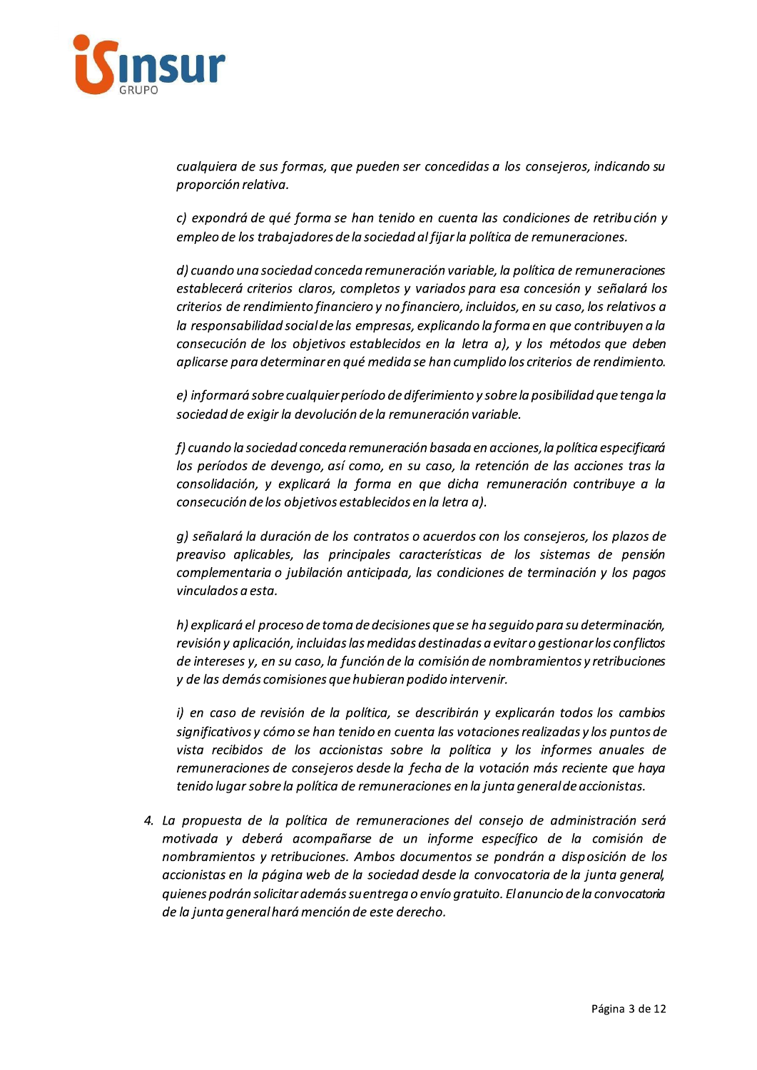*cualquiera de sus formas, que pueden ser concedidas a los consejeros, indicando su proporción relativa.*

*c) expondrá de qué forma se han tenido en cuenta las condiciones de retribución y empleo de los trabajadores de la sociedad al fijar la política de remuneraciones.*

*d) cuando una sociedad conceda remuneración variable, la política de remuneraciones establecerá criterios claros, completos y variados para esa concesión y señalará los criterios de rendimiento financiero y no financiero, incluidos, en su caso, los relativos a la responsabilidad social de las empresas, explicando la forma en que contribuyen a la consecución de los objetivos establecidos en la letra a), y los métodos que deben aplicarse para determinar en qué medida se han cumplido los criterios de rendimiento.*

*e) informará sobre cualquier período de diferimiento y sobre la posibilidad que tenga la sociedad de exigir la devolución de la remuneración variable.*

*f) cuando la sociedad conceda remuneración basada en acciones, la política especificará los períodos de devengo, así como, en su caso, la retención de las acciones tras la consolidación, y explicará la forma en que dicha remuneración contribuye a la consecución de los objetivos establecidos en la letra a).*

*g) señalará la duración de los contratos o acuerdos con los consejeros, los plazos de preaviso aplicables, las principales características de los sistemas de pensión complementaria o jubilación anticipada, las condiciones de terminación y los pagos vinculados a esta.*

*h) explicará el proceso de toma de decisiones que se ha seguido para su determinación, revisión y aplicación, incluidas las medidas destinadas a evitar o gestionar los conflictos de intereses y, en su caso, la función de la comisión de nombramientos y retribuciones y de las demás comisiones que hubieran podido intervenir.*

*i) en caso de revisión de la política, se describirán y explicarán todos los cambios significativos y cómo se han tenido en cuenta las votaciones realizadas y los puntos de vista recibidos de los accionistas sobre la política y los informes anuales de remuneraciones de consejeros desde la fecha de la votación más reciente que haya tenido lugar sobre la política de remuneraciones en la junta general de accionistas.*

4. *La propuesta de la política de remuneraciones del consejo de administración será motivada y deberá acompañarse de un informe específico de la comisión de nombramientos y retribuciones. Ambos documentos se pondrán a disposición de los accionistas en la página web de la sociedad desde la convocatoria de la junta general, quienes podrán solicitar además su entrega o envío gratuito. El anuncio de la convocatoria de la junta general hará mención de este derecho.*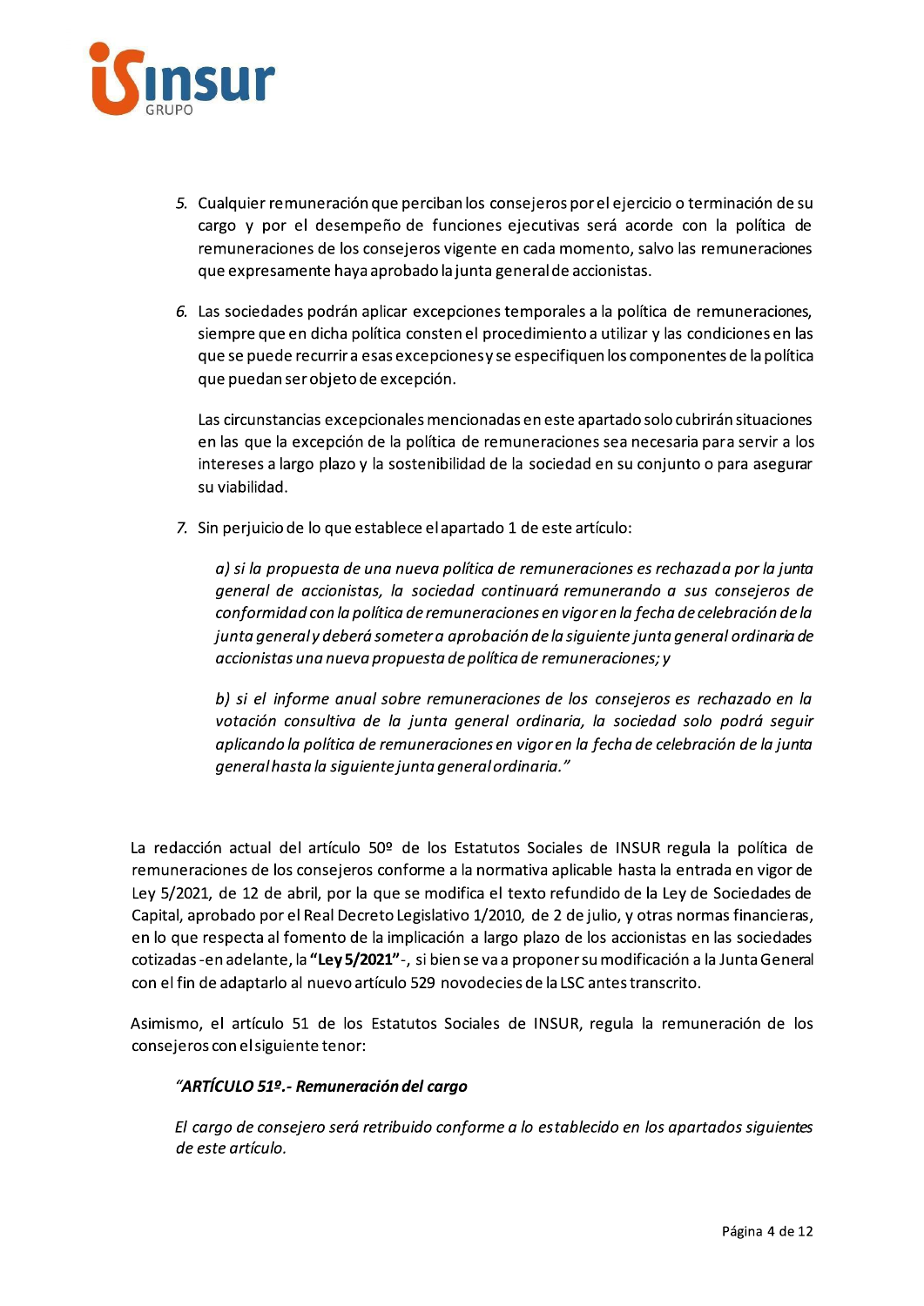5. Cualquier remuneración que perciban los consejeros por el ejercicio o terminación de su cargo y por el desempeño de funciones ejecutivas será acorde con la política de remuneraciones de los consejeros vigente en cada momento, salvo las remuneraciones que expresamente haya aprobado la junta general de accionistas.

6. Las sociedades podrán aplicar excepciones temporales a la política de remuneraciones, siempre que en dicha política consten el procedimiento a utilizar y las condiciones en las que se puede recurrir a esas excepciones y se especifiquen los componentes de la política que puedan ser objeto de excepción.

   Las circunstancias excepcionales mencionadas en este apartado solo cubrirán situaciones en las que la excepción de la política de remuneraciones sea necesaria para servir a los intereses a largo plazo y la sostenibilidad de la sociedad en su conjunto o para asegurar su viabilidad.

7. Sin perjuicio de lo que establece el apartado 1 de este artículo:

   *a) si la propuesta de una nueva política de remuneraciones es rechazada por la junta general de accionistas, la sociedad continuará remunerando a sus consejeros de conformidad con la política de remuneraciones en vigor en la fecha de celebración de la junta general y deberá someter a aprobación de la siguiente junta general ordinaria de accionistas una nueva propuesta de política de remuneraciones; y*

   *b) si el informe anual sobre remuneraciones de los consejeros es rechazado en la votación consultiva de la junta general ordinaria, la sociedad solo podrá seguir aplicando la política de remuneraciones en vigor en la fecha de celebración de la junta general hasta la siguiente junta general ordinaria."*

La redacción actual del artículo 50º de los Estatutos Sociales de INSUR regula la política de remuneraciones de los consejeros conforme a la normativa aplicable hasta la entrada en vigor de Ley 5/2021, de 12 de abril, por la que se modifica el texto refundido de la Ley de Sociedades de Capital, aprobado por el Real Decreto Legislativo 1/2010, de 2 de julio, y otras normas financieras, en lo que respecta al fomento de la implicación a largo plazo de los accionistas en las sociedades cotizadas -en adelante, la **"Ley 5/2021"**-, si bien se va a proponer su modificación a la Junta General con el fin de adaptarlo al nuevo artículo 529 novodecies de la LSC antes transcrito.

Asimismo, el artículo 51 de los Estatutos Sociales de INSUR, regula la remuneración de los consejeros con el siguiente tenor:

***"ARTÍCULO 51º.- Remuneración del cargo***

*El cargo de consejero será retribuido conforme a lo establecido en los apartados siguientes de este artículo.*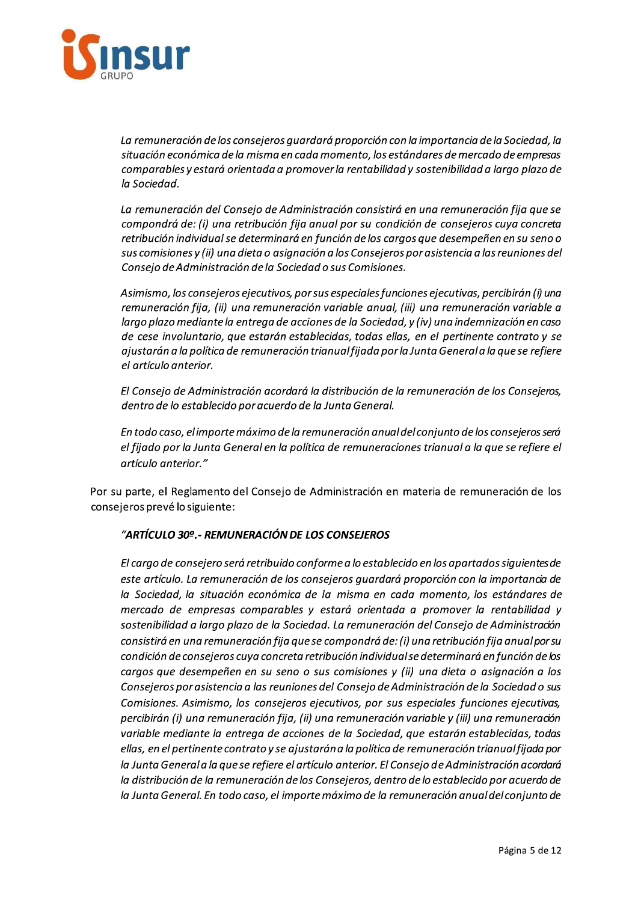*La remuneración de los consejeros guardará proporción con la importancia de la Sociedad, la situación económica de la misma en cada momento, los estándares de mercado de empresas comparables y estará orientada a promover la rentabilidad y sostenibilidad a largo plazo de la Sociedad.*

*La remuneración del Consejo de Administración consistirá en una remuneración fija que se compondrá de: (i) una retribución fija anual por su condición de consejeros cuya concreta retribución individual se determinará en función de los cargos que desempeñen en su seno o sus comisiones y (ii) una dieta o asignación a los Consejeros por asistencia a las reuniones del Consejo de Administración de la Sociedad o sus Comisiones.*

*Asimismo, los consejeros ejecutivos, por sus especiales funciones ejecutivas, percibirán (i) una remuneración fija, (ii) una remuneración variable anual, (iii) una remuneración variable a largo plazo mediante la entrega de acciones de la Sociedad, y (iv) una indemnización en caso de cese involuntario, que estarán establecidas, todas ellas, en el pertinente contrato y se ajustarán a la política de remuneración trianual fijada por la Junta General a la que se refiere el artículo anterior.*

*El Consejo de Administración acordará la distribución de la remuneración de los Consejeros, dentro de lo establecido por acuerdo de la Junta General.*

*En todo caso, el importe máximo de la remuneración anual del conjunto de los consejeros será el fijado por la Junta General en la política de remuneraciones trianual a la que se refiere el artículo anterior."*

Por su parte, el Reglamento del Consejo de Administración en materia de remuneración de los consejeros prevé lo siguiente:

***"ARTÍCULO 30º.- REMUNERACIÓN DE LOS CONSEJEROS***

*El cargo de consejero será retribuido conforme a lo establecido en los apartados siguientes de este artículo. La remuneración de los consejeros guardará proporción con la importancia de la Sociedad, la situación económica de la misma en cada momento, los estándares de mercado de empresas comparables y estará orientada a promover la rentabilidad y sostenibilidad a largo plazo de la Sociedad. La remuneración del Consejo de Administración consistirá en una remuneración fija que se compondrá de: (i) una retribución fija anual por su condición de consejeros cuya concreta retribución individual se determinará en función de los cargos que desempeñen en su seno o sus comisiones y (ii) una dieta o asignación a los Consejeros por asistencia a las reuniones del Consejo de Administración de la Sociedad o sus Comisiones. Asimismo, los consejeros ejecutivos, por sus especiales funciones ejecutivas, percibirán (i) una remuneración fija, (ii) una remuneración variable y (iii) una remuneración variable mediante la entrega de acciones de la Sociedad, que estarán establecidas, todas ellas, en el pertinente contrato y se ajustarán a la política de remuneración trianual fijada por la Junta General a la que se refiere el artículo anterior. El Consejo de Administración acordará la distribución de la remuneración de los Consejeros, dentro de lo establecido por acuerdo de la Junta General. En todo caso, el importe máximo de la remuneración anual del conjunto de*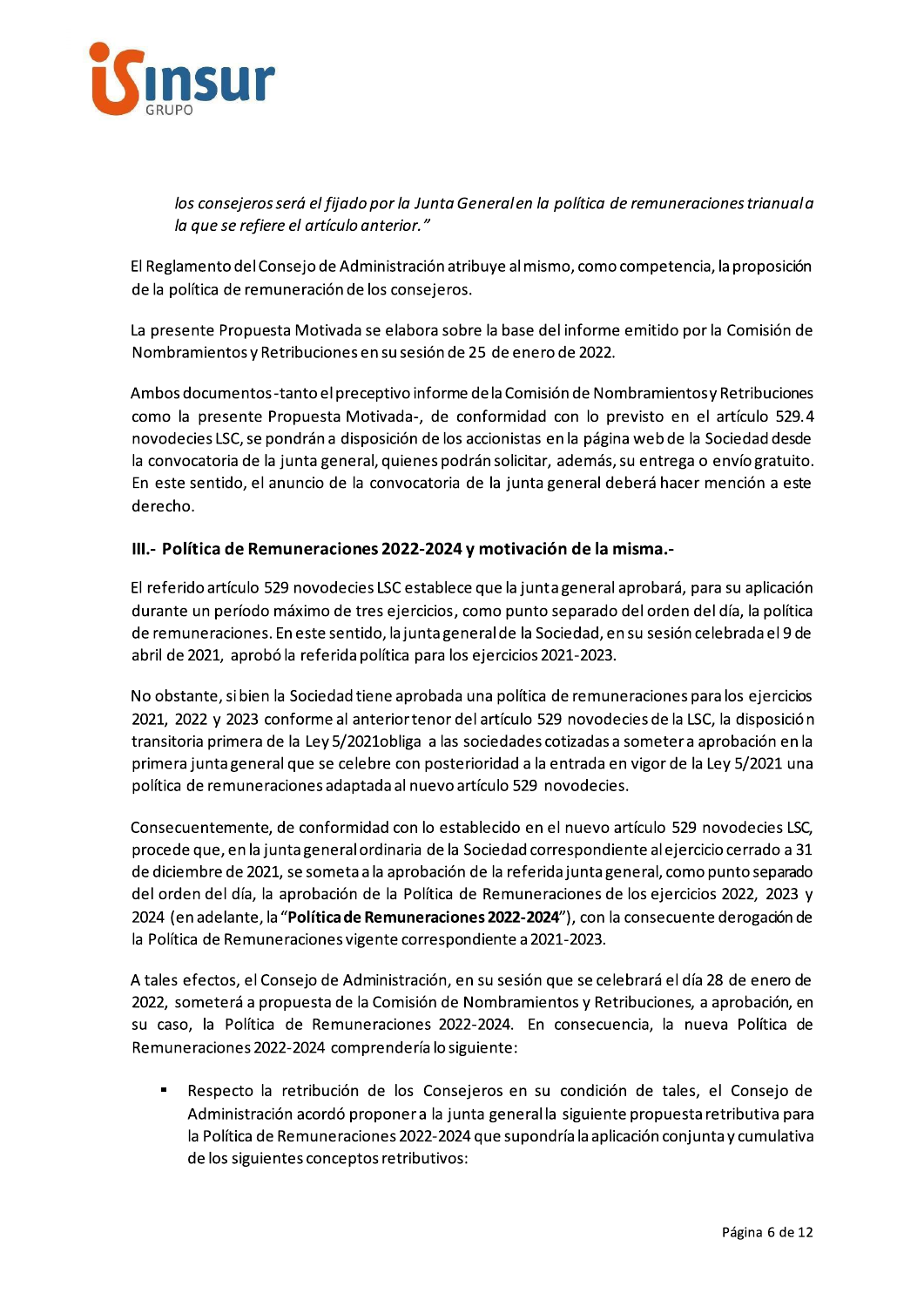*los consejeros será el fijado por la Junta General en la política de remuneraciones trianual a la que se refiere el artículo anterior."*

El Reglamento del Consejo de Administración atribuye al mismo, como competencia, la proposición de la política de remuneración de los consejeros.

La presente Propuesta Motivada se elabora sobre la base del informe emitido por la Comisión de Nombramientos y Retribuciones en su sesión de 25 de enero de 2022.

Ambos documentos -tanto el preceptivo informe de la Comisión de Nombramientos y Retribuciones como la presente Propuesta Motivada-, de conformidad con lo previsto en el artículo 529.4 novodecies LSC, se pondrán a disposición de los accionistas en la página web de la Sociedad desde la convocatoria de la junta general, quienes podrán solicitar, además, su entrega o envío gratuito. En este sentido, el anuncio de la convocatoria de la junta general deberá hacer mención a este derecho.

## III.- Política de Remuneraciones 2022-2024 y motivación de la misma.-

El referido artículo 529 novodecies LSC establece que la junta general aprobará, para su aplicación durante un período máximo de tres ejercicios, como punto separado del orden del día, la política de remuneraciones. En este sentido, la junta general de la Sociedad, en su sesión celebrada el 9 de abril de 2021, aprobó la referida política para los ejercicios 2021-2023.

No obstante, si bien la Sociedad tiene aprobada una política de remuneraciones para los ejercicios 2021, 2022 y 2023 conforme al anterior tenor del artículo 529 novodecies de la LSC, la disposición transitoria primera de la Ley 5/2021obliga a las sociedades cotizadas a someter a aprobación en la primera junta general que se celebre con posterioridad a la entrada en vigor de la Ley 5/2021 una política de remuneraciones adaptada al nuevo artículo 529 novodecies.

Consecuentemente, de conformidad con lo establecido en el nuevo artículo 529 novodecies LSC, procede que, en la junta general ordinaria de la Sociedad correspondiente al ejercicio cerrado a 31 de diciembre de 2021, se someta a la aprobación de la referida junta general, como punto separado del orden del día, la aprobación de la Política de Remuneraciones de los ejercicios 2022, 2023 y 2024 (en adelante, la "**Política de Remuneraciones 2022-2024**"), con la consecuente derogación de la Política de Remuneraciones vigente correspondiente a 2021-2023.

A tales efectos, el Consejo de Administración, en su sesión que se celebrará el día 28 de enero de 2022, someterá a propuesta de la Comisión de Nombramientos y Retribuciones, a aprobación, en su caso, la Política de Remuneraciones 2022-2024. En consecuencia, la nueva Política de Remuneraciones 2022-2024 comprendería lo siguiente:

- Respecto la retribución de los Consejeros en su condición de tales, el Consejo de Administración acordó proponer a la junta general la siguiente propuesta retributiva para la Política de Remuneraciones 2022-2024 que supondría la aplicación conjunta y cumulativa de los siguientes conceptos retributivos: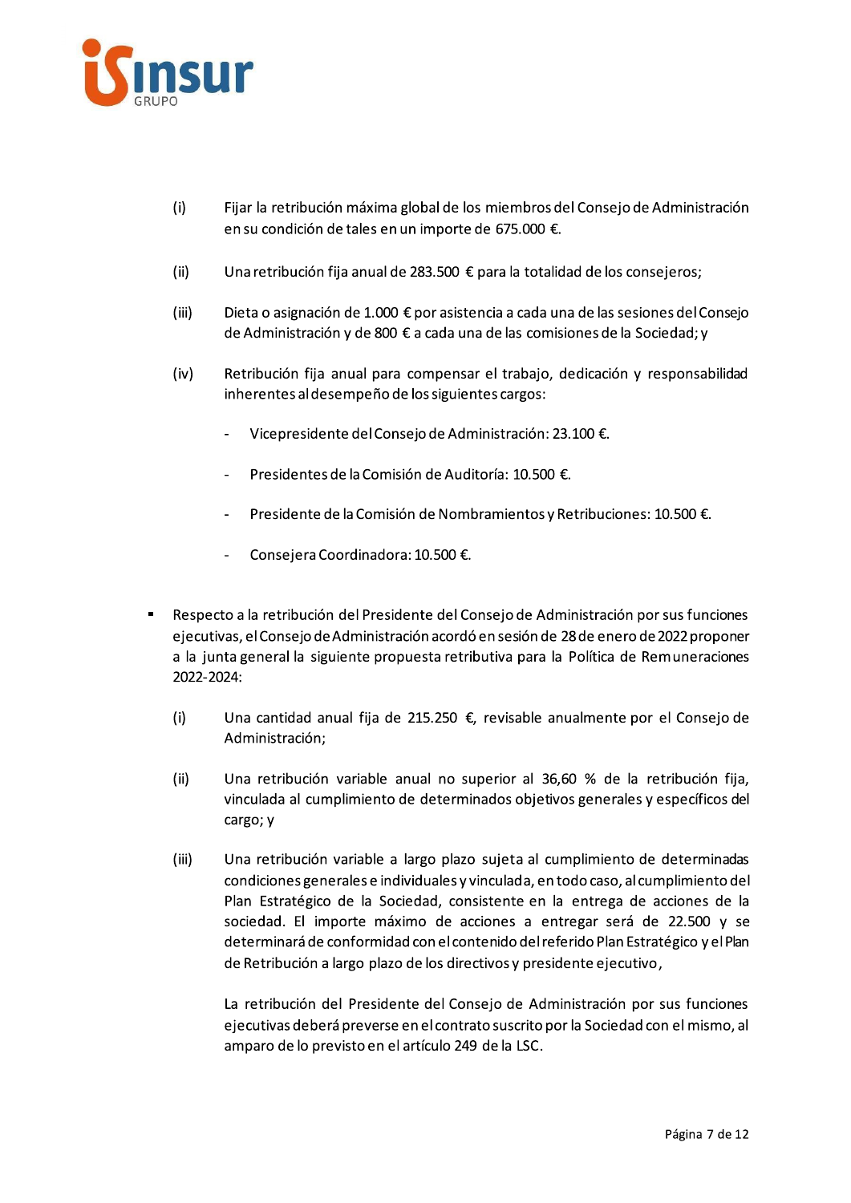(i) Fijar la retribución máxima global de los miembros del Consejo de Administración en su condición de tales en un importe de 675.000 €.

(ii) Una retribución fija anual de 283.500 € para la totalidad de los consejeros;

(iii) Dieta o asignación de 1.000 € por asistencia a cada una de las sesiones del Consejo de Administración y de 800 € a cada una de las comisiones de la Sociedad; y

(iv) Retribución fija anual para compensar el trabajo, dedicación y responsabilidad inherentes al desempeño de los siguientes cargos:

- Vicepresidente del Consejo de Administración: 23.100 €.
- Presidentes de la Comisión de Auditoría: 10.500 €.
- Presidente de la Comisión de Nombramientos y Retribuciones: 10.500 €.
- Consejera Coordinadora: 10.500 €.

- Respecto a la retribución del Presidente del Consejo de Administración por sus funciones ejecutivas, el Consejo de Administración acordó en sesión de 28 de enero de 2022 proponer a la junta general la siguiente propuesta retributiva para la Política de Remuneraciones 2022-2024:

  (i) Una cantidad anual fija de 215.250 €, revisable anualmente por el Consejo de Administración;

  (ii) Una retribución variable anual no superior al 36,60 % de la retribución fija, vinculada al cumplimiento de determinados objetivos generales y específicos del cargo; y

  (iii) Una retribución variable a largo plazo sujeta al cumplimiento de determinadas condiciones generales e individuales y vinculada, en todo caso, al cumplimiento del Plan Estratégico de la Sociedad, consistente en la entrega de acciones de la sociedad. El importe máximo de acciones a entregar será de 22.500 y se determinará de conformidad con el contenido del referido Plan Estratégico y el Plan de Retribución a largo plazo de los directivos y presidente ejecutivo,

  La retribución del Presidente del Consejo de Administración por sus funciones ejecutivas deberá preverse en el contrato suscrito por la Sociedad con el mismo, al amparo de lo previsto en el artículo 249 de la LSC.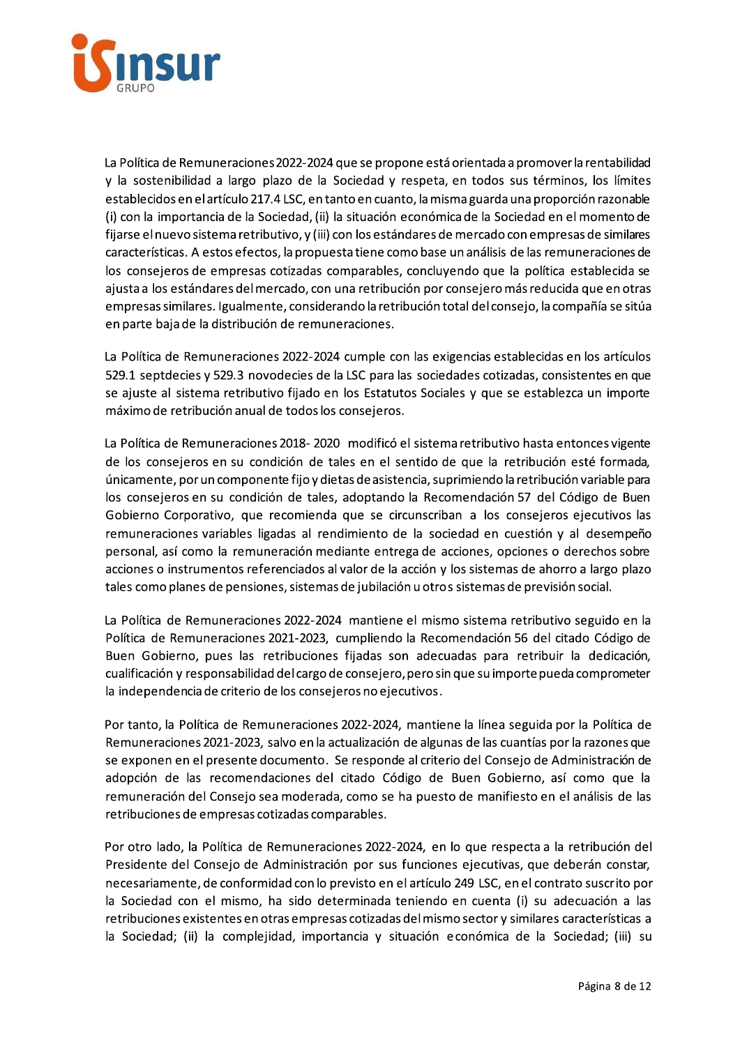La Política de Remuneraciones 2022-2024 que se propone está orientada a promover la rentabilidad y la sostenibilidad a largo plazo de la Sociedad y respeta, en todos sus términos, los límites establecidos en el artículo 217.4 LSC, en tanto en cuanto, la misma guarda una proporción razonable (i) con la importancia de la Sociedad, (ii) la situación económica de la Sociedad en el momento de fijarse el nuevo sistema retributivo, y (iii) con los estándares de mercado con empresas de similares características. A estos efectos, la propuesta tiene como base un análisis de las remuneraciones de los consejeros de empresas cotizadas comparables, concluyendo que la política establecida se ajusta a los estándares del mercado, con una retribución por consejero más reducida que en otras empresas similares. Igualmente, considerando la retribución total del consejo, la compañía se sitúa en parte baja de la distribución de remuneraciones.

La Política de Remuneraciones 2022-2024 cumple con las exigencias establecidas en los artículos 529.1 septdecies y 529.3 novodecies de la LSC para las sociedades cotizadas, consistentes en que se ajuste al sistema retributivo fijado en los Estatutos Sociales y que se establezca un importe máximo de retribución anual de todos los consejeros.

La Política de Remuneraciones 2018- 2020 modificó el sistema retributivo hasta entonces vigente de los consejeros en su condición de tales en el sentido de que la retribución esté formada, únicamente, por un componente fijo y dietas de asistencia, suprimiendo la retribución variable para los consejeros en su condición de tales, adoptando la Recomendación 57 del Código de Buen Gobierno Corporativo, que recomienda que se circunscriban a los consejeros ejecutivos las remuneraciones variables ligadas al rendimiento de la sociedad en cuestión y al desempeño personal, así como la remuneración mediante entrega de acciones, opciones o derechos sobre acciones o instrumentos referenciados al valor de la acción y los sistemas de ahorro a largo plazo tales como planes de pensiones, sistemas de jubilación u otros sistemas de previsión social.

La Política de Remuneraciones 2022-2024 mantiene el mismo sistema retributivo seguido en la Política de Remuneraciones 2021-2023, cumpliendo la Recomendación 56 del citado Código de Buen Gobierno, pues las retribuciones fijadas son adecuadas para retribuir la dedicación, cualificación y responsabilidad del cargo de consejero, pero sin que su importe pueda comprometer la independencia de criterio de los consejeros no ejecutivos.

Por tanto, la Política de Remuneraciones 2022-2024, mantiene la línea seguida por la Política de Remuneraciones 2021-2023, salvo en la actualización de algunas de las cuantías por la razones que se exponen en el presente documento. Se responde al criterio del Consejo de Administración de adopción de las recomendaciones del citado Código de Buen Gobierno, así como que la remuneración del Consejo sea moderada, como se ha puesto de manifiesto en el análisis de las retribuciones de empresas cotizadas comparables.

Por otro lado, la Política de Remuneraciones 2022-2024, en lo que respecta a la retribución del Presidente del Consejo de Administración por sus funciones ejecutivas, que deberán constar, necesariamente, de conformidad con lo previsto en el artículo 249 LSC, en el contrato suscrito por la Sociedad con el mismo, ha sido determinada teniendo en cuenta (i) su adecuación a las retribuciones existentes en otras empresas cotizadas del mismo sector y similares características a la Sociedad; (ii) la complejidad, importancia y situación económica de la Sociedad; (iii) su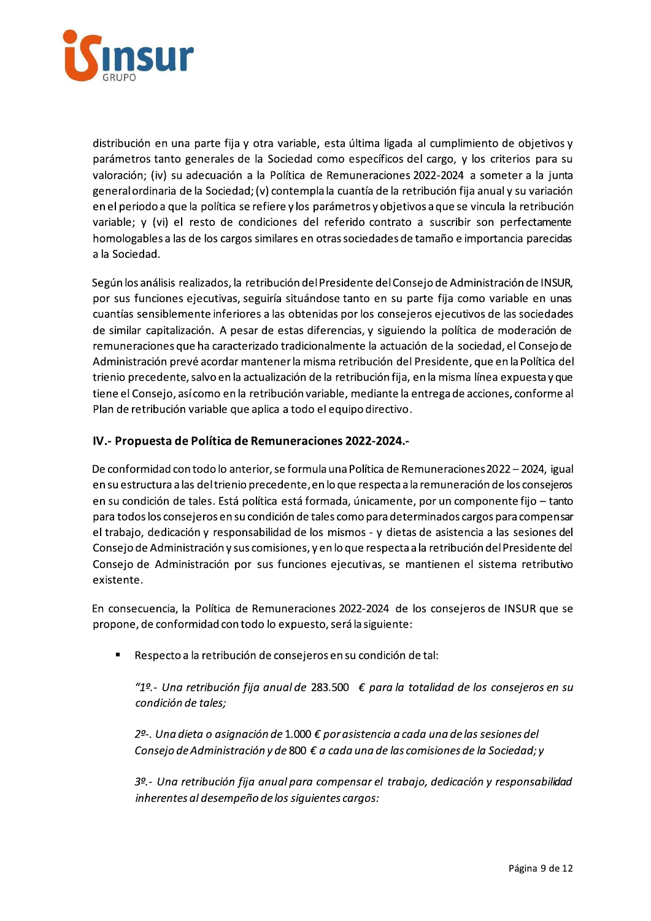distribución en una parte fija y otra variable, esta última ligada al cumplimiento de objetivos y parámetros tanto generales de la Sociedad como específicos del cargo, y los criterios para su valoración; (iv) su adecuación a la Política de Remuneraciones 2022-2024 a someter a la junta general ordinaria de la Sociedad; (v) contempla la cuantía de la retribución fija anual y su variación en el periodo a que la política se refiere y los parámetros y objetivos a que se vincula la retribución variable; y (vi) el resto de condiciones del referido contrato a suscribir son perfectamente homologables a las de los cargos similares en otras sociedades de tamaño e importancia parecidas a la Sociedad.

Según los análisis realizados, la retribución del Presidente del Consejo de Administración de INSUR, por sus funciones ejecutivas, seguiría situándose tanto en su parte fija como variable en unas cuantías sensiblemente inferiores a las obtenidas por los consejeros ejecutivos de las sociedades de similar capitalización. A pesar de estas diferencias, y siguiendo la política de moderación de remuneraciones que ha caracterizado tradicionalmente la actuación de la sociedad, el Consejo de Administración prevé acordar mantener la misma retribución del Presidente, que en la Política del trienio precedente, salvo en la actualización de la retribución fija, en la misma línea expuesta y que tiene el Consejo, así como en la retribución variable, mediante la entrega de acciones, conforme al Plan de retribución variable que aplica a todo el equipo directivo.

## IV.- Propuesta de Política de Remuneraciones 2022-2024.-

De conformidad con todo lo anterior, se formula una Política de Remuneraciones 2022 – 2024, igual en su estructura a las del trienio precedente, en lo que respecta a la remuneración de los consejeros en su condición de tales. Está política está formada, únicamente, por un componente fijo – tanto para todos los consejeros en su condición de tales como para determinados cargos para compensar el trabajo, dedicación y responsabilidad de los mismos - y dietas de asistencia a las sesiones del Consejo de Administración y sus comisiones, y en lo que respecta a la retribución del Presidente del Consejo de Administración por sus funciones ejecutivas, se mantienen el sistema retributivo existente.

En consecuencia, la Política de Remuneraciones 2022-2024 de los consejeros de INSUR que se propone, de conformidad con todo lo expuesto, será la siguiente:

- Respecto a la retribución de consejeros en su condición de tal:

  *"1º.- Una retribución fija anual de* 283.500 *€ para la totalidad de los consejeros en su condición de tales;*

  *2º-. Una dieta o asignación de* 1.000 *€ por asistencia a cada una de las sesiones del Consejo de Administración y de* 800 *€ a cada una de las comisiones de la Sociedad; y*

  *3º.- Una retribución fija anual para compensar el trabajo, dedicación y responsabilidad inherentes al desempeño de los siguientes cargos:*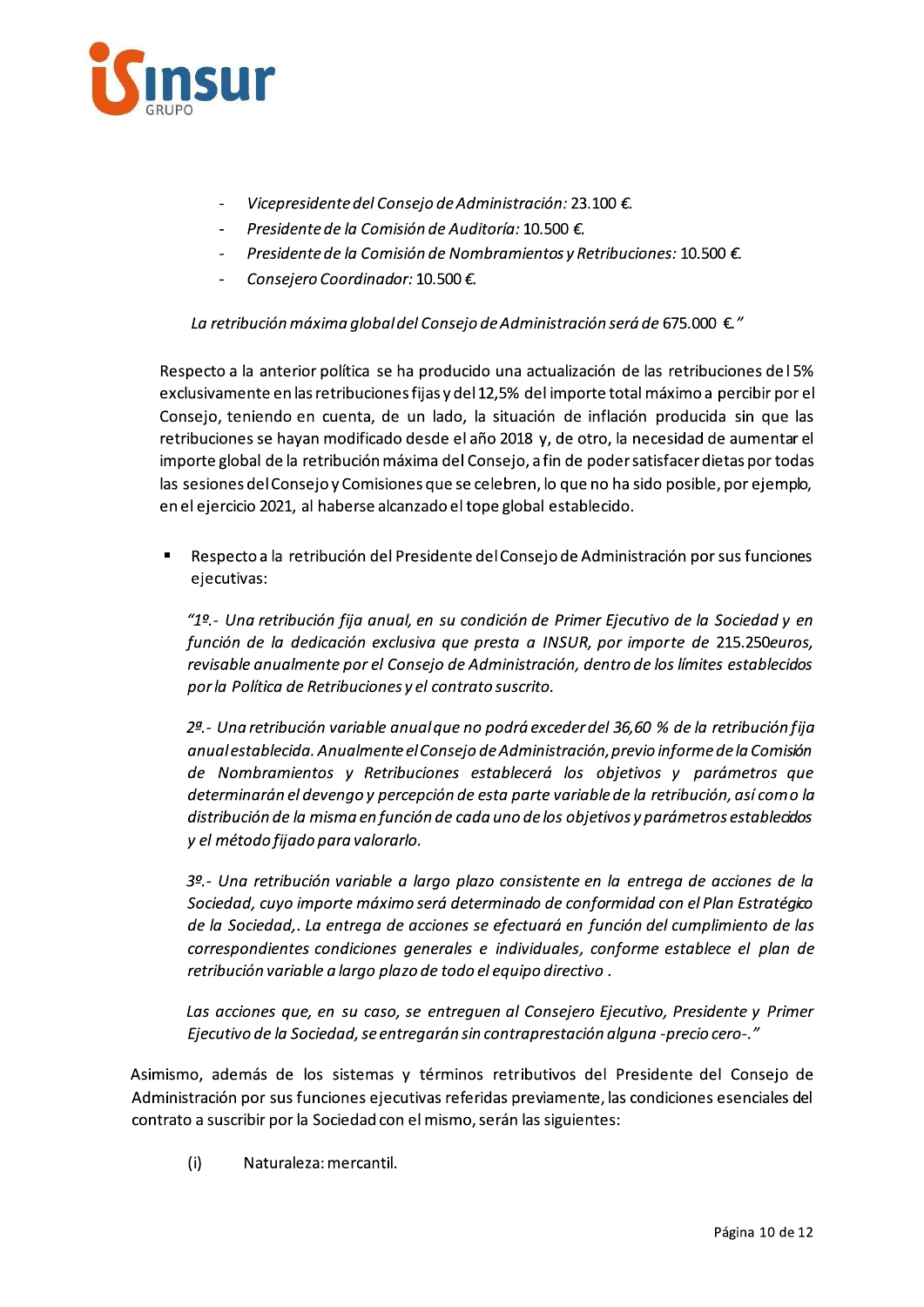- *Vicepresidente del Consejo de Administración:* 23.100 €.
- *Presidente de la Comisión de Auditoría:* 10.500 €.
- *Presidente de la Comisión de Nombramientos y Retribuciones:* 10.500 €.
- *Consejero Coordinador:* 10.500 €.

*La retribución máxima global del Consejo de Administración será de* 675.000 €.*"*

Respecto a la anterior política se ha producido una actualización de las retribuciones del 5% exclusivamente en las retribuciones fijas y del 12,5% del importe total máximo a percibir por el Consejo, teniendo en cuenta, de un lado, la situación de inflación producida sin que las retribuciones se hayan modificado desde el año 2018 y, de otro, la necesidad de aumentar el importe global de la retribución máxima del Consejo, a fin de poder satisfacer dietas por todas las sesiones del Consejo y Comisiones que se celebren, lo que no ha sido posible, por ejemplo, en el ejercicio 2021, al haberse alcanzado el tope global establecido.

- Respecto a la retribución del Presidente del Consejo de Administración por sus funciones ejecutivas:

  *"1º.- Una retribución fija anual, en su condición de Primer Ejecutivo de la Sociedad y en función de la dedicación exclusiva que presta a INSUR, por importe de* 215.250*euros, revisable anualmente por el Consejo de Administración, dentro de los límites establecidos por la Política de Retribuciones y el contrato suscrito.*

  *2º.- Una retribución variable anual que no podrá exceder del 36,60 % de la retribución fija anual establecida. Anualmente el Consejo de Administración, previo informe de la Comisión de Nombramientos y Retribuciones establecerá los objetivos y parámetros que determinarán el devengo y percepción de esta parte variable de la retribución, así como la distribución de la misma en función de cada uno de los objetivos y parámetros establecidos y el método fijado para valorarlo.*

  *3º.- Una retribución variable a largo plazo consistente en la entrega de acciones de la Sociedad, cuyo importe máximo será determinado de conformidad con el Plan Estratégico de la Sociedad,. La entrega de acciones se efectuará en función del cumplimiento de las correspondientes condiciones generales e individuales, conforme establece el plan de retribución variable a largo plazo de todo el equipo directivo .*

  *Las acciones que, en su caso, se entreguen al Consejero Ejecutivo, Presidente y Primer Ejecutivo de la Sociedad, se entregarán sin contraprestación alguna -precio cero-."*

Asimismo, además de los sistemas y términos retributivos del Presidente del Consejo de Administración por sus funciones ejecutivas referidas previamente, las condiciones esenciales del contrato a suscribir por la Sociedad con el mismo, serán las siguientes:

(i) Naturaleza: mercantil.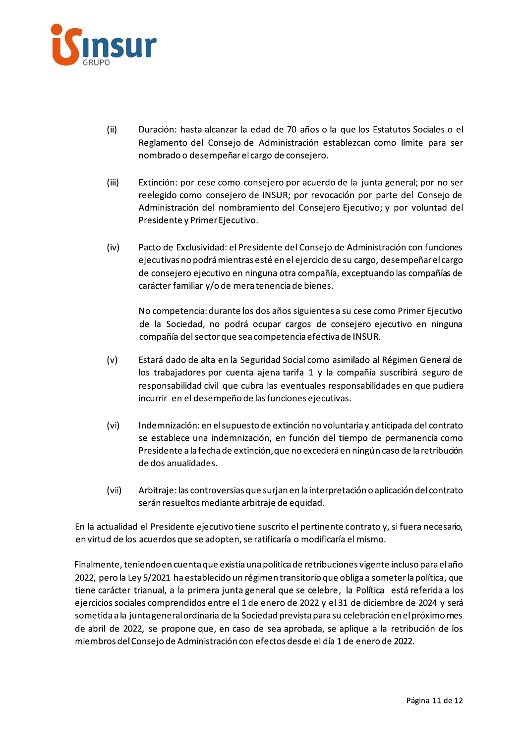(ii) Duración: hasta alcanzar la edad de 70 años o la que los Estatutos Sociales o el Reglamento del Consejo de Administración establezcan como límite para ser nombrado o desempeñar el cargo de consejero.

(iii) Extinción: por cese como consejero por acuerdo de la junta general; por no ser reelegido como consejero de INSUR; por revocación por parte del Consejo de Administración del nombramiento del Consejero Ejecutivo; y por voluntad del Presidente y Primer Ejecutivo.

(iv) Pacto de Exclusividad: el Presidente del Consejo de Administración con funciones ejecutivas no podrá mientras esté en el ejercicio de su cargo, desempeñar el cargo de consejero ejecutivo en ninguna otra compañía, exceptuando las compañías de carácter familiar y/o de mera tenencia de bienes.

No competencia: durante los dos años siguientes a su cese como Primer Ejecutivo de la Sociedad, no podrá ocupar cargos de consejero ejecutivo en ninguna compañía del sector que sea competencia efectiva de INSUR.

(v) Estará dado de alta en la Seguridad Social como asimilado al Régimen General de los trabajadores por cuenta ajena tarifa 1 y la compañía suscribirá seguro de responsabilidad civil que cubra las eventuales responsabilidades en que pudiera incurrir en el desempeño de las funciones ejecutivas.

(vi) Indemnización: en el supuesto de extinción no voluntaria y anticipada del contrato se establece una indemnización, en función del tiempo de permanencia como Presidente a la fecha de extinción, que no excederá en ningún caso de la retribución de dos anualidades.

(vii) Arbitraje: las controversias que surjan en la interpretación o aplicación del contrato serán resueltos mediante arbitraje de equidad.

En la actualidad el Presidente ejecutivo tiene suscrito el pertinente contrato y, si fuera necesario, en virtud de los acuerdos que se adopten, se ratificaría o modificaría el mismo.

Finalmente, teniendo en cuenta que existía una política de retribuciones vigente incluso para el año 2022, pero la Ley 5/2021 ha establecido un régimen transitorio que obliga a someter la política, que tiene carácter trianual, a la primera junta general que se celebre, la Política está referida a los ejercicios sociales comprendidos entre el 1 de enero de 2022 y el 31 de diciembre de 2024 y será sometida a la junta general ordinaria de la Sociedad prevista para su celebración en el próximo mes de abril de 2022, se propone que, en caso de sea aprobada, se aplique a la retribución de los miembros del Consejo de Administración con efectos desde el día 1 de enero de 2022.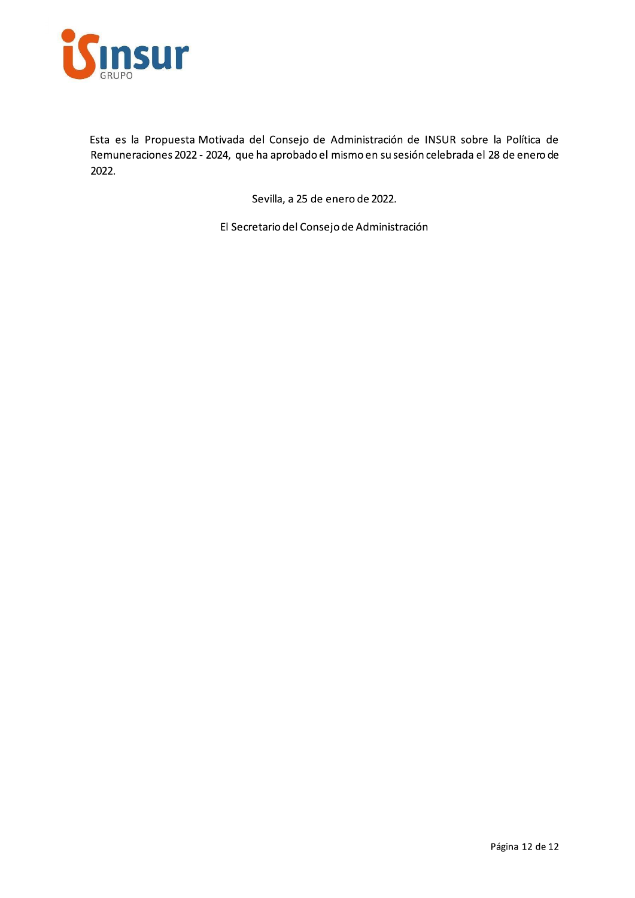Esta es la Propuesta Motivada del Consejo de Administración de INSUR sobre la Política de Remuneraciones 2022 - 2024, que ha aprobado el mismo en su sesión celebrada el 28 de enero de 2022.

Sevilla, a 25 de enero de 2022.

El Secretario del Consejo de Administración